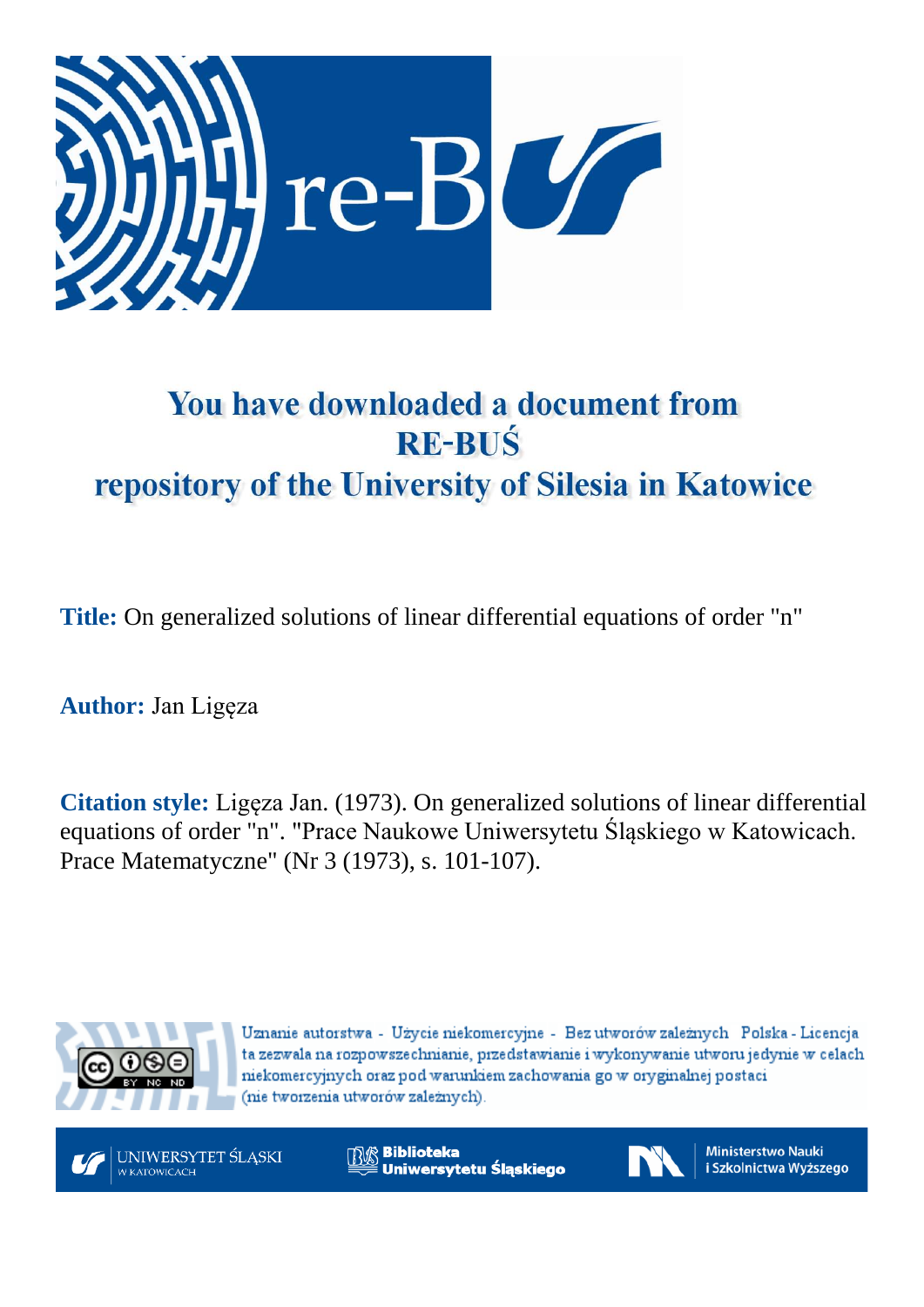# You have downloaded a document from RE-BUŚ repository of the University of Silesia in Katowice

**Title:** On generalized solutions of linear differential equations of order "n"

**Author:** Jan Ligęza

**Citation style:** Ligęza Jan. (1973). On generalized solutions of linear differential equations of order "n". "Prace Naukowe Uniwersytetu Śląskiego w Katowicach. Prace Matematyczne" (Nr 3 (1973), s. 101-107).

Uznanie autorstwa - Użycie niekomercyjne - Bez utworów zależnych Polska - Licencja ta zezwala na rozpowszechnianie, przedstawianie i wykonywanie utworu jedynie w celach niekomercyjnych oraz pod warunkiem zachowania go w oryginalnej postaci (nie tworzenia utworów zależnych).

UNIWERSYTET ŚLĄSKI W KATOWICACH

Biblioteka Uniwersytetu Śląskiego

Ministerstwo Nauki i Szkolnictwa Wyższego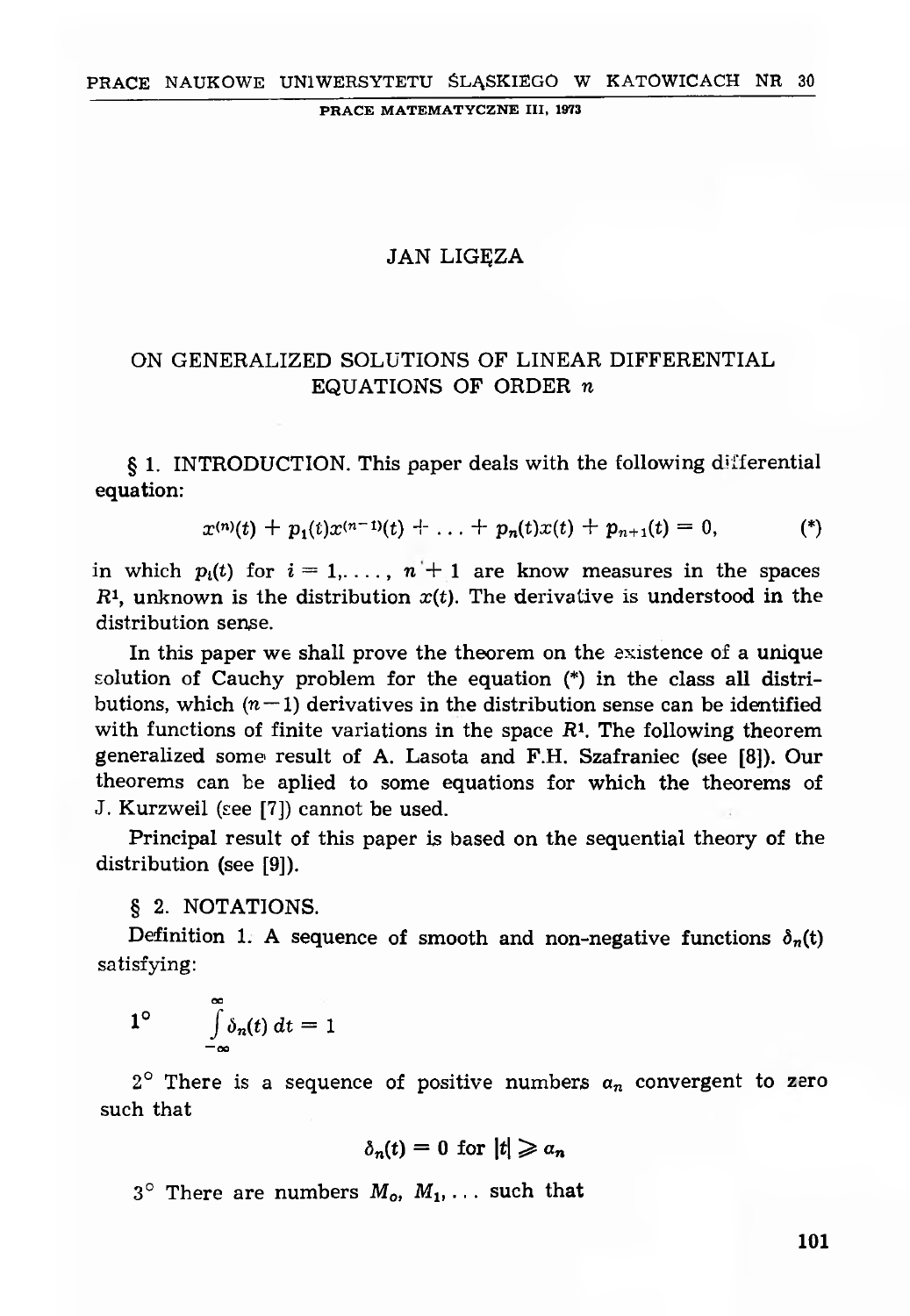PRACE NAUKOWE UNIWERSYTETU ŚLĄSKIEGO W KATOWICACH NR 30

PRACE MATEMATYCZNE III, 1973

JAN LIGĘZA

# ON GENERALIZED SOLUTIONS OF LINEAR DIFFERENTIAL EQUATIONS OF ORDER $n$

§ 1. INTRODUCTION. This paper deals with the following differential equation:

$$x^{(n)}(t) + p_1(t)x^{(n-1)}(t) + \ldots + p_n(t)x(t) + p_{n+1}(t) = 0, \qquad (*)$$

in which $p_i(t)$ for $i = 1, \ldots, n+1$ are know measures in the spaces $R^1$, unknown is the distribution $x(t)$. The derivative is understood in the distribution sense.

In this paper we shall prove the theorem on the existence of a unique solution of Cauchy problem for the equation (*) in the class all distributions, which $(n-1)$ derivatives in the distribution sense can be identified with functions of finite variations in the space $R^1$. The following theorem generalized some result of A. Lasota and F.H. Szafraniec (see [8]). Our theorems can be aplied to some equations for which the theorems of J. Kurzweil (see [7]) cannot be used.

Principal result of this paper is based on the sequential theory of the distribution (see [9]).

§ 2. NOTATIONS.

Definition 1. A sequence of smooth and non-negative functions $\delta_n(t)$ satisfying:

1° $\quad \int\limits_{-\infty}^{\infty} \delta_n(t)\, dt = 1$

2° There is a sequence of positive numbers $a_n$ convergent to zero such that

$$\delta_n(t) = 0 \text{ for } |t| \geqslant a_n$$

3° There are numbers $M_o$, $M_1, \ldots$ such that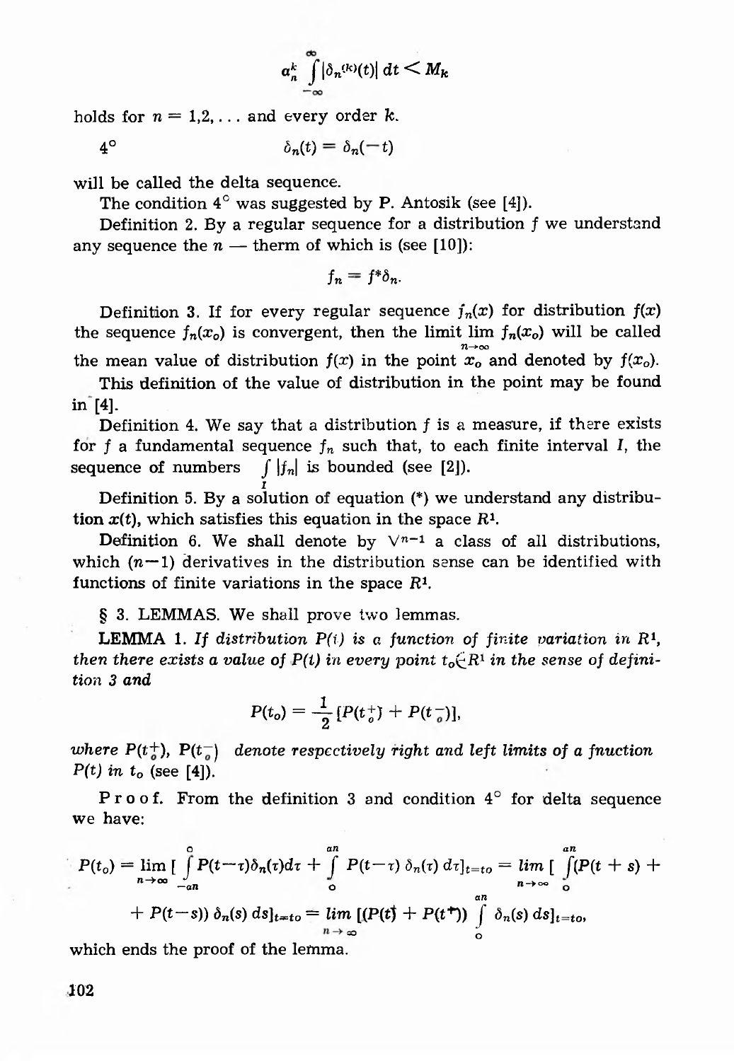$$\alpha_n^k \int_{-\infty}^{\infty} |\delta_n^{(k)}(t)|\, dt < M_k$$

holds for $n = 1,2,\dots$ and every order $k$.

$4^\circ$ $$\delta_n(t) = \delta_n(-t)$$

will be called the delta sequence.

The condition $4^\circ$ was suggested by P. Antosik (see [4]).

Definition 2. By a regular sequence for a distribution $f$ we understand any sequence the $n$ — therm of which is (see [10]):

$$f_n = f^*\delta_n.$$

Definition 3. If for every regular sequence $f_n(x)$ for distribution $f(x)$ the sequence $f_n(x_o)$ is convergent, then the limit $\lim_{n\to\infty} f_n(x_o)$ will be called the mean value of distribution $f(x)$ in the point $x_o$ and denoted by $f(x_o)$.

This definition of the value of distribution in the point may be found in [4].

Definition 4. We say that a distribution $f$ is a measure, if there exists for $f$ a fundamental sequence $f_n$ such that, to each finite interval $I$, the sequence of numbers $\int_I |f_n|$ is bounded (see [2]).

Definition 5. By a solution of equation (*) we understand any distribution $x(t)$, which satisfies this equation in the space $R^1$.

Definition 6. We shall denote by $V^{n-1}$ a class of all distributions, which $(n-1)$ derivatives in the distribution sense can be identified with functions of finite variations in the space $R^1$.

§ 3. LEMMAS. We shall prove two lemmas.

**LEMMA 1.** *If distribution $P(t)$ is a function of finite variation in $R^1$, then there exists a value of $P(t)$ in every point $t_o \in R^1$ in the sense of definition 3 and*

$$P(t_o) = \frac{1}{2}[P(t_o^+) + P(t_o^-)],$$

*where $P(t_o^+)$, $P(t_o^-)$ denote respectively right and left limits of a fnuction $P(t)$ in $t_o$ (see [4]).*

Proof. From the definition 3 and condition $4^\circ$ for delta sequence we have:

$$P(t_o) = \lim_{n\to\infty} \Big[ \int_{-an}^{0} P(t-\tau)\delta_n(\tau)d\tau + \int_{0}^{an} P(t-\tau)\,\delta_n(\tau)\,d\tau\Big]_{t=to} = \lim_{n\to\infty} \Big[ \int_{0}^{an} (P(t+s) +$$

$$+ P(t-s))\,\delta_n(s)\,ds\Big]_{t=to} = \lim_{n\to\infty} \Big[(P(t^+) + P(t^-)) \int_{0}^{an} \delta_n(s)\,ds\Big]_{t=to},$$

which ends the proof of the lemma.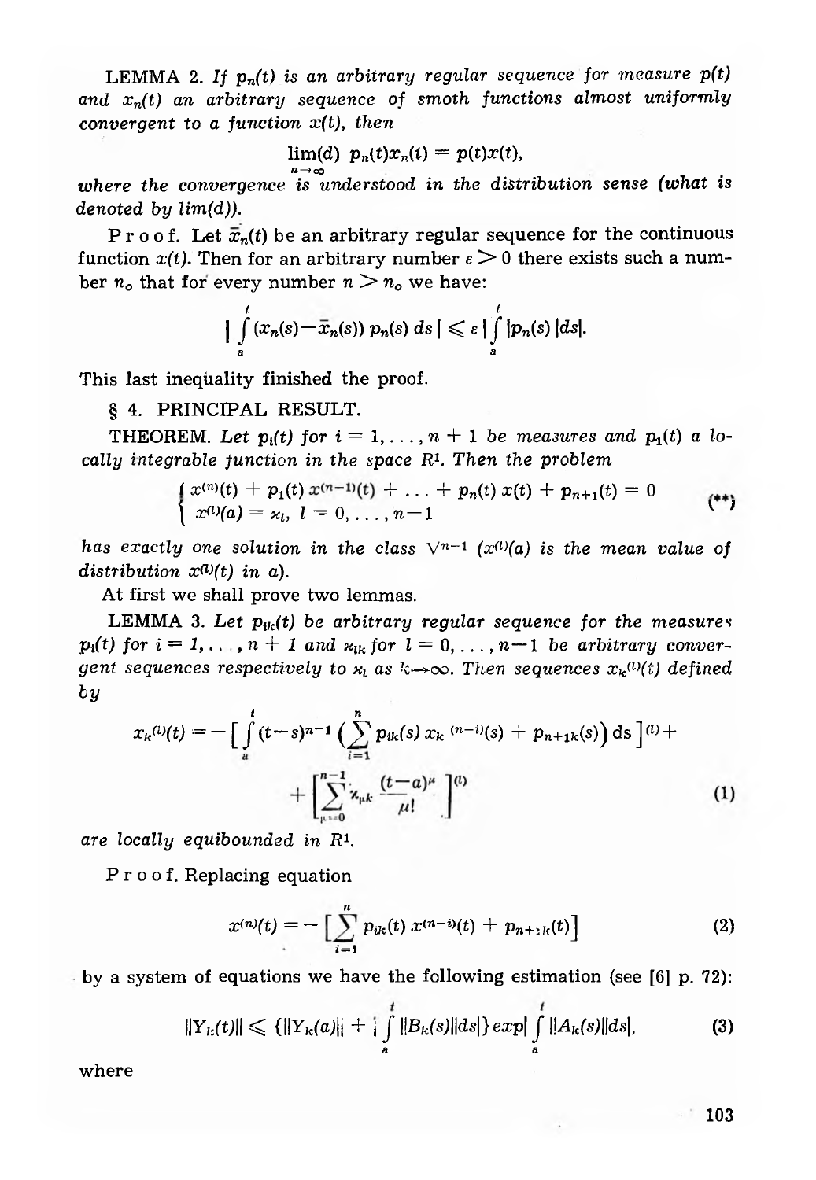LEMMA 2. *If $p_n(t)$ is an arbitrary regular sequence for measure $p(t)$ and $x_n(t)$ an arbitrary sequence of smoth functions almost uniformly convergent to a function $x(t)$, then*

$$\lim_{n\to\infty}(d)\ p_n(t)x_n(t) = p(t)x(t),$$

*where the convergence is understood in the distribution sense (what is denoted by lim(d)).*

Proof. Let $\bar{x}_n(t)$ be an arbitrary regular sequence for the continuous function $x(t)$. Then for an arbitrary number $\varepsilon > 0$ there exists such a number $n_o$ that for every number $n > n_o$ we have:

$$\Big| \int_a^t (x_n(s) - \bar{x}_n(s))\, p_n(s)\, ds \Big| \leqslant \varepsilon \Big| \int_a^t |p_n(s)|\, ds \Big|.$$

This last inequality finished the proof.

## § 4. PRINCIPAL RESULT.

THEOREM. *Let $p_i(t)$ for $i = 1, \ldots, n+1$ be measures and $p_1(t)$ a locally integrable function in the space $R^1$. Then the problem*

$$\begin{cases} x^{(n)}(t) + p_1(t)\, x^{(n-1)}(t) + \ldots + p_n(t)\, x(t) + p_{n+1}(t) = 0 \\ x^{(l)}(a) = \varkappa_l,\ l = 0, \ldots, n-1 \end{cases} \tag{**}$$

*has exactly one solution in the class $V^{n-1}$ ($x^{(l)}(a)$ is the mean value of distribution $x^{(l)}(t)$ in $a$).*

At first we shall prove two lemmas.

LEMMA 3. *Let $p_{ik}(t)$ be arbitrary regular sequence for the measures $p_i(t)$ for $i = 1, \ldots, n+1$ and $\varkappa_{lk}$ for $l = 0, \ldots, n-1$ be arbitrary convergent sequences respectively to $\varkappa_l$ as $k\to\infty$. Then sequences $x_k^{(l)}(t)$ defined by*

$$x_k^{(l)}(t) = -\Big[ \int_a^t (t-s)^{n-1} \Big( \sum_{i=1}^n p_{ik}(s)\, x_k^{(n-i)}(s) + p_{n+1k}(s) \Big) \mathrm{ds} \Big]^{(l)} + \Big[ \sum_{\mu=0}^{n-1} \varkappa_{\mu k} \frac{(t-a)^\mu}{\mu!} \Big]^{(l)} \tag{1}$$

*are locally equibounded in $R^1$.*

Proof. Replacing equation

$$x^{(n)}(t) = -\Big[ \sum_{i=1}^n p_{ik}(t)\, x^{(n-i)}(t) + p_{n+1k}(t) \Big] \tag{2}$$

by a system of equations we have the following estimation (see [6] p. 72):

$$\|Y_k(t)\| \leqslant \Big\{ \|Y_k(a)\| + \Big| \int_a^t \|B_k(s)\|\, ds \Big| \Big\} \exp \Big| \int_a^t \|A_k(s)\|\, ds \Big|, \tag{3}$$

where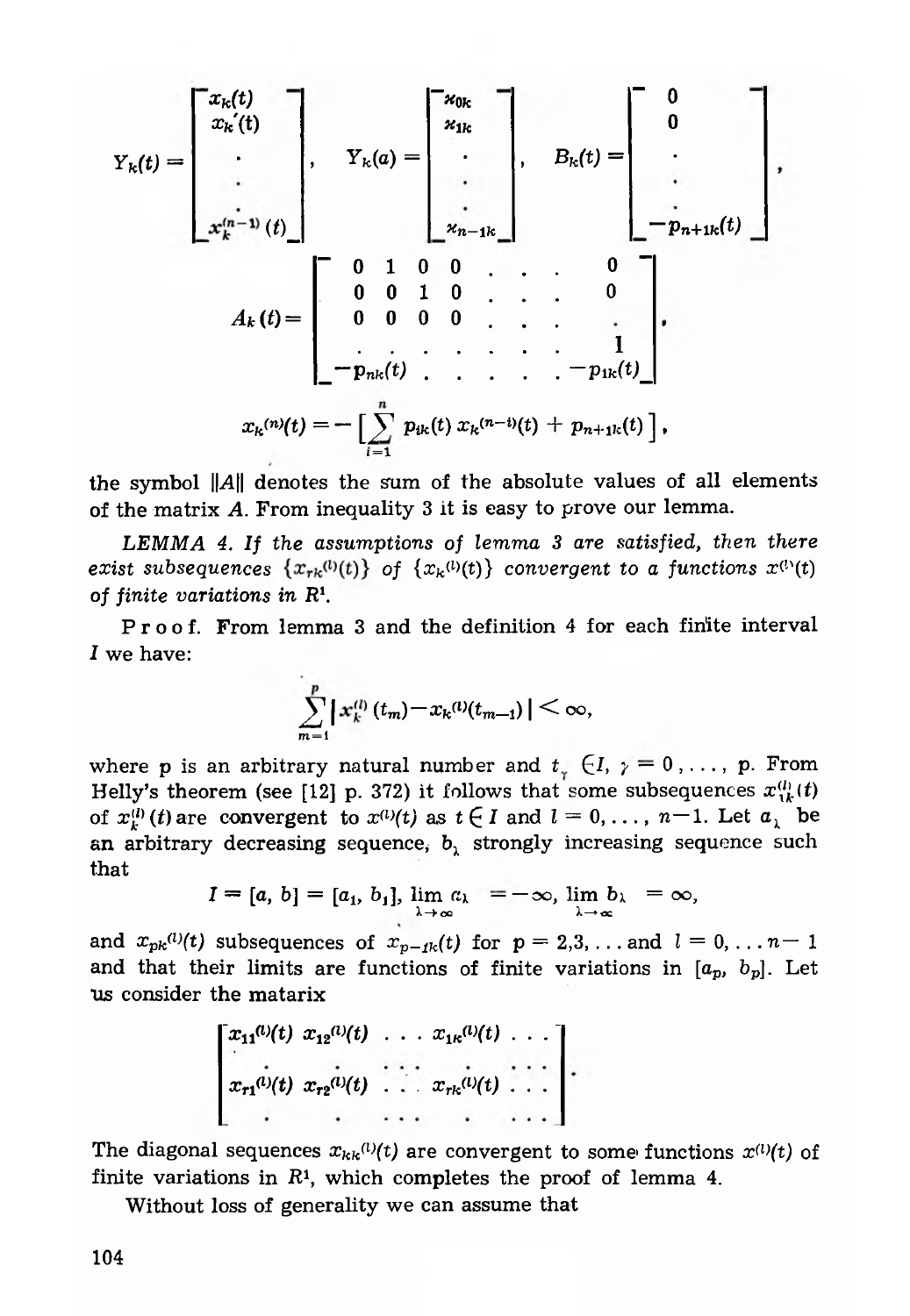$$Y_k(t) = \begin{bmatrix} x_k(t) \\ x_k'(t) \\ \cdot \\ \cdot \\ x_k^{(n-1)}(t) \end{bmatrix}, \quad Y_k(a) = \begin{bmatrix} \varkappa_{0k} \\ \varkappa_{1k} \\ \cdot \\ \cdot \\ \varkappa_{n-1k} \end{bmatrix}, \quad B_k(t) = \begin{bmatrix} 0 \\ 0 \\ \cdot \\ \cdot \\ -p_{n+1k}(t) \end{bmatrix},$$

$$A_k(t) = \begin{bmatrix} 0 & 1 & 0 & 0 & . & . & . & 0 \\ 0 & 0 & 1 & 0 & . & . & . & 0 \\ 0 & 0 & 0 & 0 & . & . & . & . \\ . & . & . & . & . & . & . & 1 \\ -p_{nk}(t) & . & . & . & . & . & . & -p_{1k}(t) \end{bmatrix},$$

$$x_k^{(n)}(t) = -\left[\sum_{i=1}^{n} p_{ik}(t)\, x_k^{(n-i)}(t) + p_{n+1k}(t)\right],$$

the symbol $\|A\|$ denotes the sum of the absolute values of all elements of the matrix $A$. From inequality 3 it is easy to prove our lemma.

*LEMMA 4. If the assumptions of lemma 3 are satisfied, then there exist subsequences $\{x_{rk}^{(l)}(t)\}$ of $\{x_k^{(l)}(t)\}$ convergent to a functions $x^{(l)}(t)$ of finite variations in $R^1$.*

**Proof.** From lemma 3 and the definition 4 for each finite interval $I$ we have:

$$\sum_{m=1}^{p} |x_k^{(l)}(t_m) - x_k^{(l)}(t_{m-1})| < \infty,$$

where p is an arbitrary natural number and $t_\gamma \in I$, $\gamma = 0, \ldots, p$. From Helly's theorem (see [12] p. 372) it follows that some subsequences $x_{1k}^{(l)}(t)$ of $x_k^{(l)}(t)$ are convergent to $x^{(l)}(t)$ as $t \in I$ and $l = 0, \ldots, n-1$. Let $a_\lambda$ be an arbitrary decreasing sequence, $b_\lambda$ strongly increasing sequence such that

$$I = [a, b] = [a_1, b_1], \lim_{\lambda\to\infty} a_\lambda = -\infty, \lim_{\lambda\to\infty} b_\lambda = \infty,$$

and $x_{pk}^{(l)}(t)$ subsequences of $x_{p-1k}(t)$ for $p = 2, 3, \ldots$ and $l = 0, \ldots n-1$ and that their limits are functions of finite variations in $[a_p, b_p]$. Let us consider the matarix

$$\begin{bmatrix} x_{11}^{(l)}(t) & x_{12}^{(l)}(t) & \ldots & x_{1k}^{(l)}(t) & \ldots \\ . & . & \ldots & . & \ldots \\ x_{r1}^{(l)}(t) & x_{r2}^{(l)}(t) & \ldots & x_{rk}^{(l)}(t) & \ldots \\ . & . & \ldots & . & \ldots \end{bmatrix}.$$

The diagonal sequences $x_{kk}^{(l)}(t)$ are convergent to some functions $x^{(l)}(t)$ of finite variations in $R^1$, which completes the proof of lemma 4.

Without loss of generality we can assume that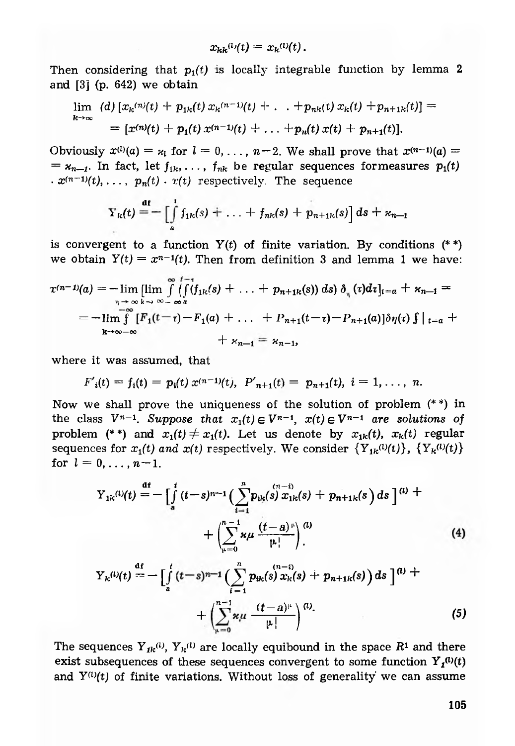$$x_{kk}^{(l)}(t) = x_k^{(l)}(t).$$

Then considering that $p_1(t)$ is locally integrable function by lemma 2 and [3] (p. 642) we obtain

$$\lim_{k\to\infty} (d)\,[x_k^{(n)}(t) + p_{1k}(t)\,x_k^{(n-1)}(t) + \ldots + p_{nk}(t)\,x_k(t) + p_{n+1k}(t)] =$$
$$= [x^{(n)}(t) + p_1(t)\,x^{(n-1)}(t) + \ldots + p_n(t)\,x(t) + p_{n+1}(t)].$$

Obviously $x^{(l)}(a) = \varkappa_l$ for $l = 0, \ldots, n-2$. We shall prove that $x^{(n-1)}(a) = \varkappa_{n-1}$. In fact, let $f_{1k}, \ldots, f_{nk}$ be regular sequences formeasures $p_1(t) \cdot x^{(n-1)}(t), \ldots, p_n(t) \cdot x(t)$ respectively. The sequence

$$Y_k(t) \overset{\mathrm{df}}{=} -\Big[\int_a^t f_{1k}(s) + \ldots + f_{nk}(s) + p_{n+1k}(s)\Big]\,ds + \varkappa_{n-1}$$

is convergent to a function $Y(t)$ of finite variation. By conditions (* *) we obtain $Y(t) = x^{n-1}(t)$. Then from definition 3 and lemma 1 we have:

$$x^{(n-1)}(a) = -\lim_{\eta\to\infty}\Big[\lim_{k\to\infty}\int_{-\infty}^{\infty}\Big(\int_a^{t-\tau}(f_{1k}(s) + \ldots + p_{n+1k}(s))\,ds\Big)\,\delta_\eta(\tau)d\tau\Big]_{t=a} + \varkappa_{n-1} =$$
$$= -\lim_{k\to\infty}\int_{-\infty}^{\infty}[F_1(t-\tau) - F_1(a) + \ldots + P_{n+1}(t-\tau) - P_{n+1}(a)]\,\delta\eta(\tau) \int \Big|_{t=a} + \varkappa_{n-1} = \varkappa_{n-1},$$

where it was assumed, that

$$F'_i(t) = f_i(t) = p_i(t)\,x^{(n-1)}(t),\quad P'_{n+1}(t) = p_{n+1}(t),\ i = 1, \ldots, n.$$

Now we shall prove the uniqueness of the solution of problem (* *) in the class $V^{n-1}$. *Suppose that $x_1(t) \in V^{n-1}$, $x(t) \in V^{n-1}$ are solutions of problem (* *) and $x_1(t) \neq x_1(t)$.* Let us denote by $x_{1k}(t)$, $x_k(t)$ regular sequences for $x_1(t)$ *and* $x(t)$ respectively. We consider $\{Y_{1k}^{(l)}(t)\}$, $\{Y_k^{(l)}(t)\}$ for $l = 0, \ldots, n-1$.

$$Y_{1k}^{(l)}(t) \overset{\mathrm{df}}{=} -\Big[\int_a^t (t-s)^{n-1}\Big(\sum_{i=1}^n p_{ik}(s)\overset{(n-i)}{x_{1k}}(s) + p_{n+1k}(s)\Big)ds\Big]^{(l)} + \Big(\sum_{\mu=0}^{n-1}\varkappa_\mu\frac{(t-a)^\mu}{\mu!}\Big)^{(l)}. \tag{4}$$

$$Y_k^{(l)}(t) \overset{\mathrm{df}}{=} -\Big[\int_a^t (t-s)^{n-1}\Big(\sum_{i=1}^n p_{ik}(s)\overset{(n-i)}{x_k}(s) + p_{n+1k}(s)\Big)ds\Big]^{(l)} + \Big(\sum_{\mu=0}^{n-1}\varkappa_\mu\frac{(t-a)^\mu}{\mu!}\Big)^{(l)}. \tag{5}$$

The sequences $Y_{1k}^{(l)}$, $Y_k^{(l)}$ are locally equibound in the space $R^1$ and there exist subsequences of these sequences convergent to some function $Y_1^{(l)}(t)$ and $Y^{(l)}(t)$ of finite variations. Without loss of generality we can assume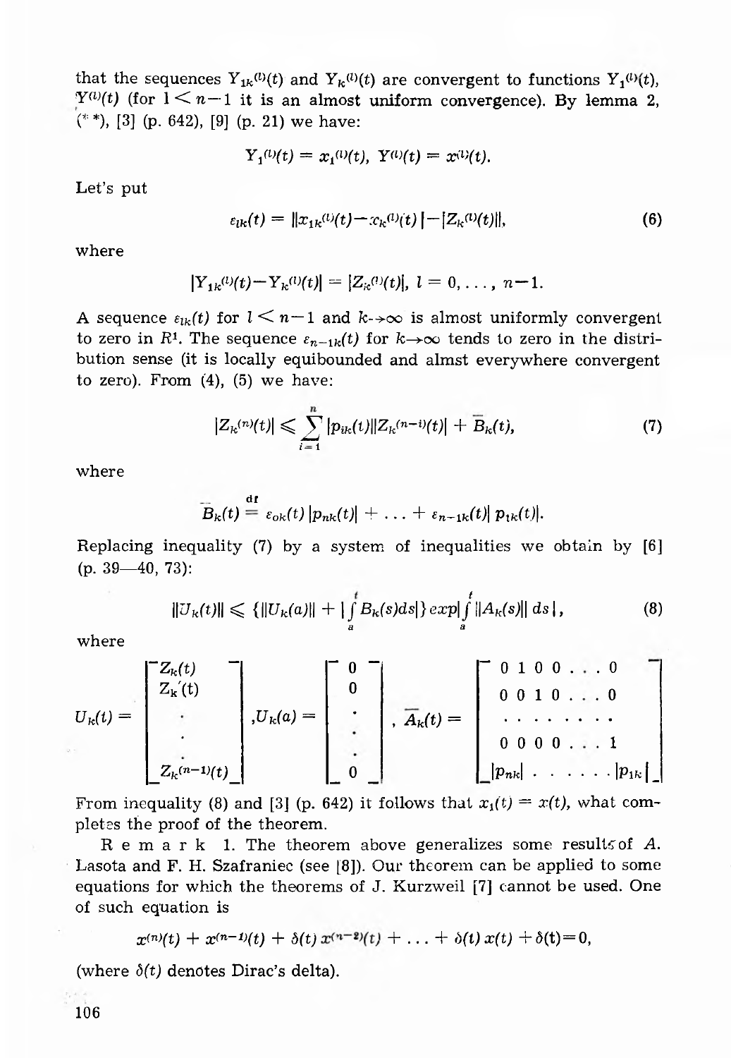that the sequences $Y_{1k}^{(l)}(t)$ and $Y_k^{(l)}(t)$ are convergent to functions $Y_1^{(l)}(t)$, $Y^{(l)}(t)$ (for $l < n-1$ it is an almost uniform convergence). By lemma 2, (* *), [3] (p. 642), [9] (p. 21) we have:

$$Y_1^{(l)}(t) = x_1^{(l)}(t),\ Y^{(l)}(t) = x^{(l)}(t).$$

Let's put

$$\varepsilon_{lk}(t) = \|x_{1k}^{(l)}(t) - x_k^{(l)}(t)| - |Z_k^{(l)}(t)\|, \tag{6}$$

where

$$|Y_{1k}^{(l)}(t) - Y_k^{(l)}(t)| = |Z_k^{(l)}(t)|,\ l = 0, \ldots, n-1.$$

A sequence $\varepsilon_{lk}(t)$ for $l < n-1$ and $k \to \infty$ is almost uniformly convergent to zero in $R^1$. The sequence $\varepsilon_{n-1k}(t)$ for $k \to \infty$ tends to zero in the distribution sense (it is locally equibounded and almst everywhere convergent to zero). From (4), (5) we have:

$$|Z_k^{(n)}(t)| \leqslant \sum_{i=1}^{n} |p_{ik}(t)||Z_k^{(n-i)}(t)| + \bar{B}_k(t), \tag{7}$$

where

$$\bar{B}_k(t) \stackrel{df}{=} \varepsilon_{ok}(t)\,|p_{nk}(t)| + \ldots + \varepsilon_{n-1k}(t)|\,p_{1k}(t)|.$$

Replacing inequality (7) by a system of inequalities we obtain by [6] (p. 39—40, 73):

$$\|U_k(t)\| \leqslant \{\|U_k(a)\| + |\int_a^t B_k(s)ds|\} exp|\int_a^t \|A_k(s)\|\,ds\,|, \tag{8}$$

where

$$U_k(t) = \begin{bmatrix} Z_k(t) \\ Z_k'(t) \\ \cdot \\ \cdot \\ Z_k^{(n-1)}(t) \end{bmatrix}, U_k(a) = \begin{bmatrix} 0 \\ 0 \\ \cdot \\ \cdot \\ 0 \end{bmatrix}, \bar{A}_k(t) = \begin{bmatrix} 0 & 1 & 0 & 0 & \ldots & 0 \\ 0 & 0 & 1 & 0 & \ldots & 0 \\ \cdot & \cdot & \cdot & \cdot & \cdot & \cdot \\ 0 & 0 & 0 & 0 & \ldots & 1 \\ |p_{nk}| & \cdot & \cdot & \cdot & \ldots & |p_{1k}| \end{bmatrix}$$

From inequality (8) and [3] (p. 642) it follows that $x_1(t) = x(t)$, what completes the proof of the theorem.

R e m a r k 1. The theorem above generalizes some results of *A.* Lasota and F. H. Szafraniec (see [8]). Our theorem can be applied to some equations for which the theorems of J. Kurzweil [7] cannot be used. One of such equation is

$$x^{(n)}(t) + x^{(n-1)}(t) + \delta(t)\,x^{(n-2)}(t) + \ldots + \delta(t)\,x(t) + \delta(t) = 0,$$

(where $\delta(t)$ denotes Dirac's delta).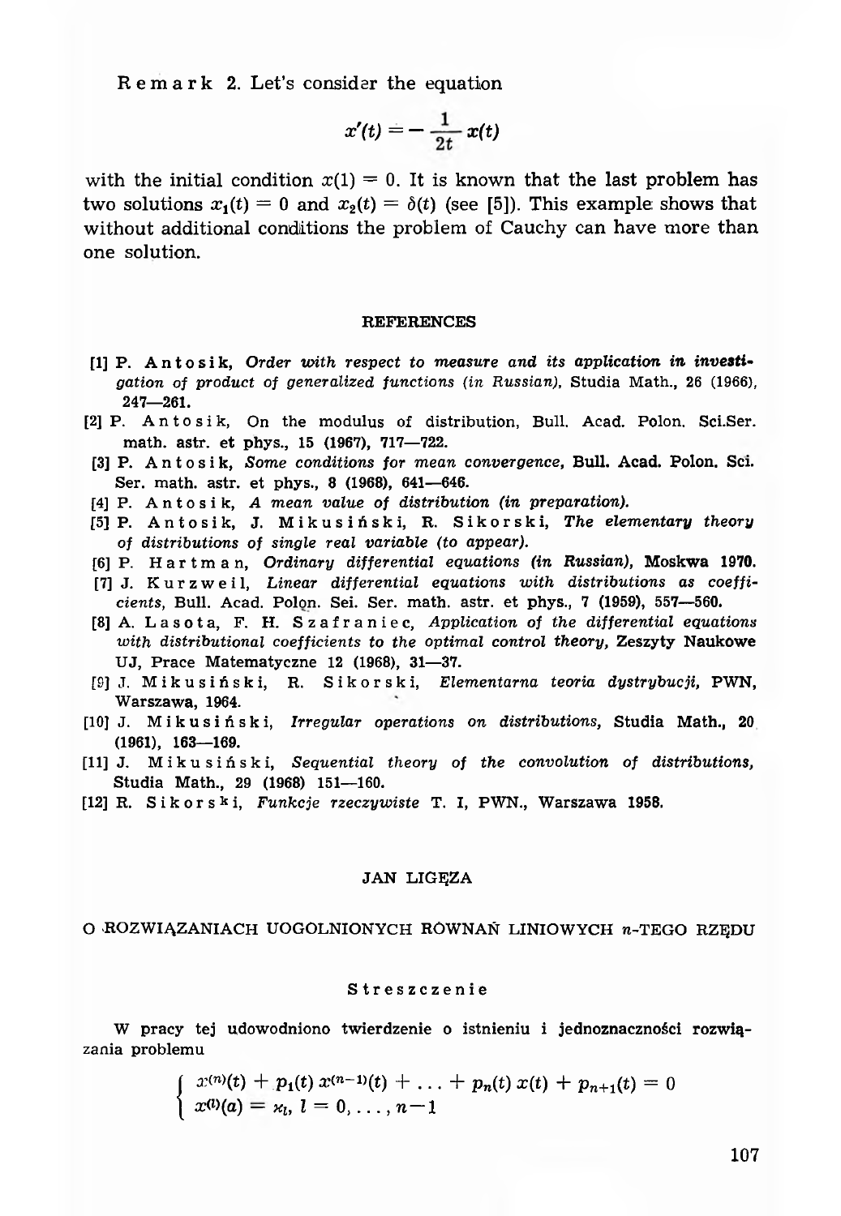Remark 2. Let's consider the equation

$$x'(t) = -\frac{1}{2t} x(t)$$

with the initial condition $x(1) = 0$. It is known that the last problem has two solutions $x_1(t) = 0$ and $x_2(t) = \delta(t)$ (see [5]). This example shows that without additional conditions the problem of Cauchy can have more than one solution.

## REFERENCES

[1] P. Antosik, *Order with respect to measure and its application in investigation of product of generalized functions (in Russian)*, Studia Math., 26 (1966), 247—261.

[2] P. Antosik, On the modulus of distribution, Bull. Acad. Polon. Sci.Ser. math. astr. et phys., 15 (1967), 717—722.

[3] P. Antosik, *Some conditions for mean convergence*, Bull. Acad. Polon. Sci. Ser. math. astr. et phys., 8 (1968), 641—646.

[4] P. Antosik, *A mean value of distribution (in preparation).*

[5] P. Antosik, J. Mikusiński, R. Sikorski, *The elementary theory of distributions of single real variable (to appear).*

[6] P. Hartman, *Ordinary differential equations (in Russian)*, Moskwa 1970.

[7] J. Kurzweil, *Linear differential equations with distributions as coefficients*, Bull. Acad. Polon. Sei. Ser. math. astr. et phys., 7 (1959), 557—560.

[8] A. Lasota, F. H. Szafraniec, *Application of the differential equations with distributional coefficients to the optimal control theory*, Zeszyty Naukowe UJ, Prace Matematyczne 12 (1968), 31—37.

[9] J. Mikusiński, R. Sikorski, *Elementarna teoria dystrybucji*, PWN, Warszawa, 1964.

[10] J. Mikusiński, *Irregular operations on distributions*, Studia Math., 20 (1961), 163—169.

[11] J. Mikusiński, *Sequential theory of the convolution of distributions*, Studia Math., 29 (1968) 151—160.

[12] R. Sikorski, *Funkcje rzeczywiste* T. I, PWN., Warszawa 1958.

JAN LIGĘZA

## O ROZWIĄZANIACH UOGOLNIONYCH RÓWNAŃ LINIOWYCH $n$-TEGO RZĘDU

### Streszczenie

W pracy tej udowodniono twierdzenie o istnieniu i jednoznaczności rozwiązania problemu

$$\begin{cases} x^{(n)}(t) + p_1(t)\, x^{(n-1)}(t) + \ldots + p_n(t)\, x(t) + p_{n+1}(t) = 0 \\ x^{(l)}(a) = \varkappa_l, \; l = 0, \ldots, n-1 \end{cases}$$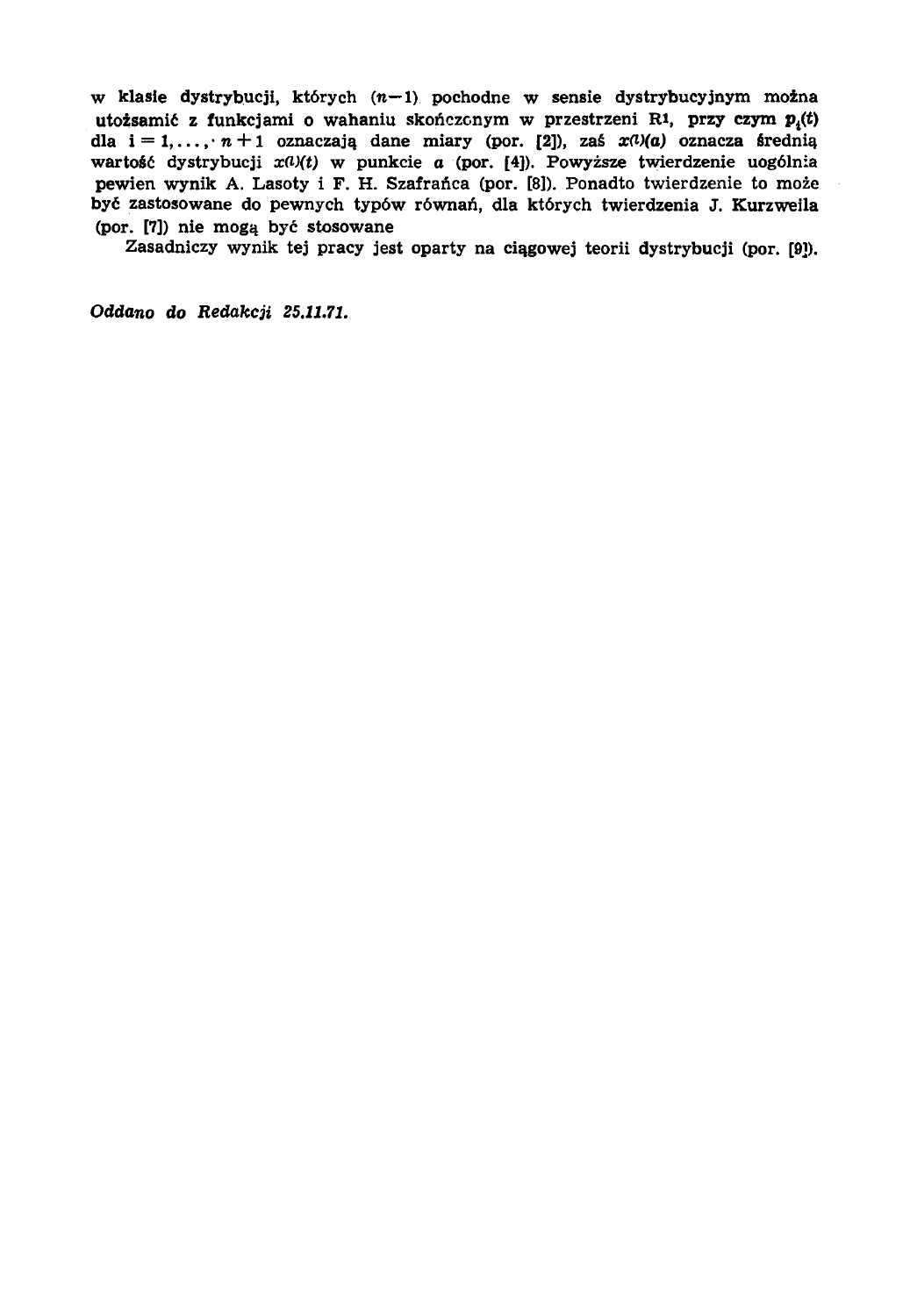w klasie dystrybucji, których $(n-1)$ pochodne w sensie dystrybucyjnym można utożsamić z funkcjami o wahaniu skończonym w przestrzeni $R^1$, przy czym $p_i(t)$ dla $i = 1, \ldots, n+1$ oznaczają dane miary (por. [2]), zaś $x^{(l)}(a)$ oznacza średnią wartość dystrybucji $x^{(l)}(t)$ w punkcie $a$ (por. [4]). Powyższe twierdzenie uogólnia pewien wynik A. Lasoty i F. H. Szafrańca (por. [8]). Ponadto twierdzenie to może być zastosowane do pewnych typów równań, dla których twierdzenia J. Kurzweila (por. [7]) nie mogą być stosowane

Zasadniczy wynik tej pracy jest oparty na ciągowej teorii dystrybucji (por. [9]).

*Oddano do Redakcji 25.11.71.*